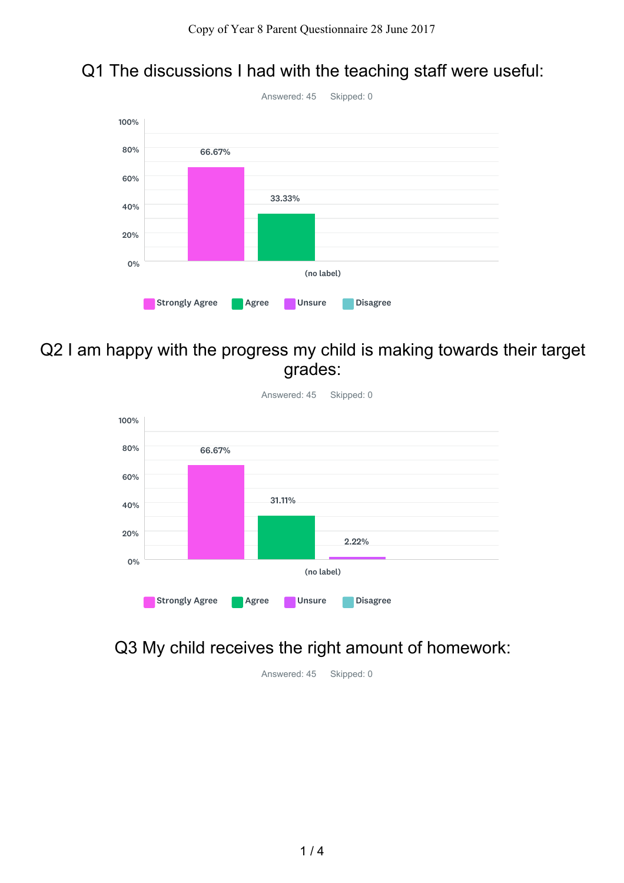Copy of Year 8 Parent Questionnaire 28 June 2017

## Q1 The discussions I had with the teaching staff were useful:

Answered: 45 Skipped: 0

| (no label) | Strongly Agree | Agree | Unsure | Disagree |
|---|---|---|---|---|
| | 66.67% | 33.33% | | |

## Q2 I am happy with the progress my child is making towards their target grades:

Answered: 45 Skipped: 0

| (no label) | Strongly Agree | Agree | Unsure | Disagree |
|---|---|---|---|---|
| | 66.67% | 31.11% | 2.22% | |

## Q3 My child receives the right amount of homework:

Answered: 45 Skipped: 0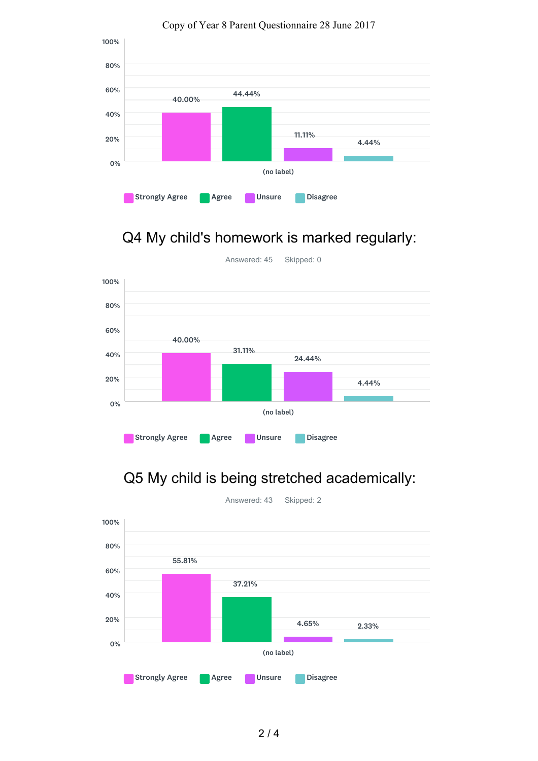Copy of Year 8 Parent Questionnaire 28 June 2017

| (no label) | Strongly Agree | Agree | Unsure | Disagree |
| --- | --- | --- | --- | --- |
| | 40.00% | 44.44% | 11.11% | 4.44% |

## Q4 My child's homework is marked regularly:

Answered: 45 Skipped: 0

| (no label) | Strongly Agree | Agree | Unsure | Disagree |
| --- | --- | --- | --- | --- |
| | 40.00% | 31.11% | 24.44% | 4.44% |

## Q5 My child is being stretched academically:

Answered: 43 Skipped: 2

| (no label) | Strongly Agree | Agree | Unsure | Disagree |
| --- | --- | --- | --- | --- |
| | 55.81% | 37.21% | 4.65% | 2.33% |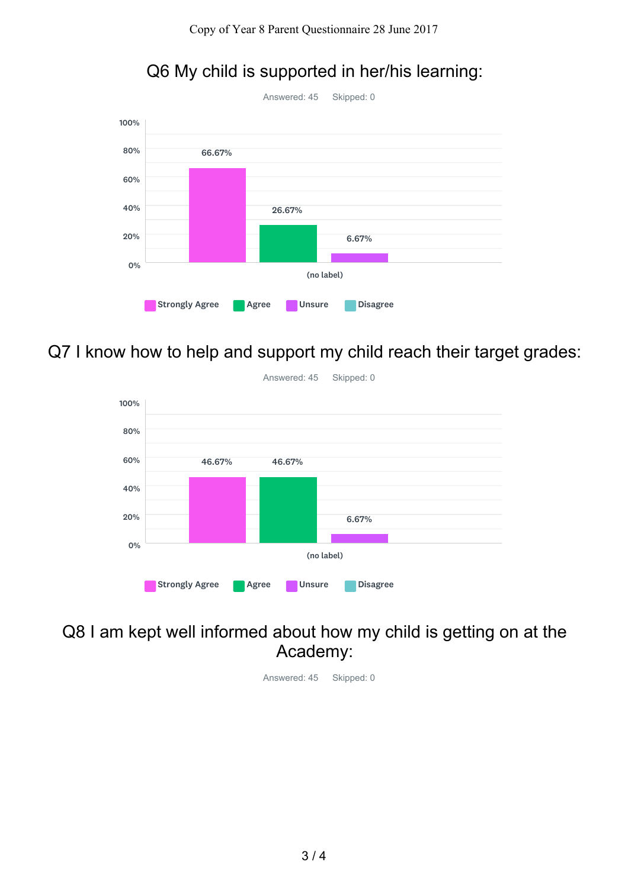## Q6 My child is supported in her/his learning:

Answered: 45    Skipped: 0

| | Strongly Agree | Agree | Unsure | Disagree |
|---|---|---|---|---|
| (no label) | 66.67% | 26.67% | 6.67% | |

## Q7 I know how to help and support my child reach their target grades:

Answered: 45    Skipped: 0

| | Strongly Agree | Agree | Unsure | Disagree |
|---|---|---|---|---|
| (no label) | 46.67% | 46.67% | 6.67% | |

## Q8 I am kept well informed about how my child is getting on at the Academy:

Answered: 45    Skipped: 0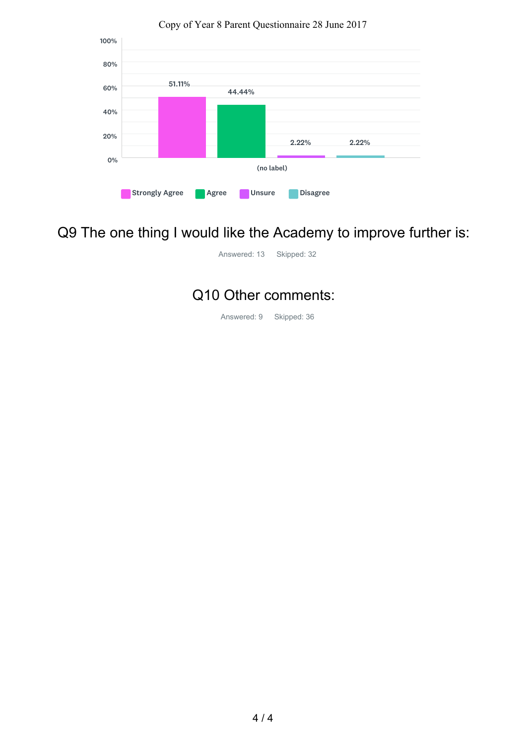Copy of Year 8 Parent Questionnaire 28 June 2017

100%
80%
60%
40%
20%
0%

51.11%
44.44%
2.22%
2.22%

(no label)

Strongly Agree
Agree
Unsure
Disagree

## Q9 The one thing I would like the Academy to improve further is:

Answered: 13 Skipped: 32

## Q10 Other comments:

Answered: 9 Skipped: 36